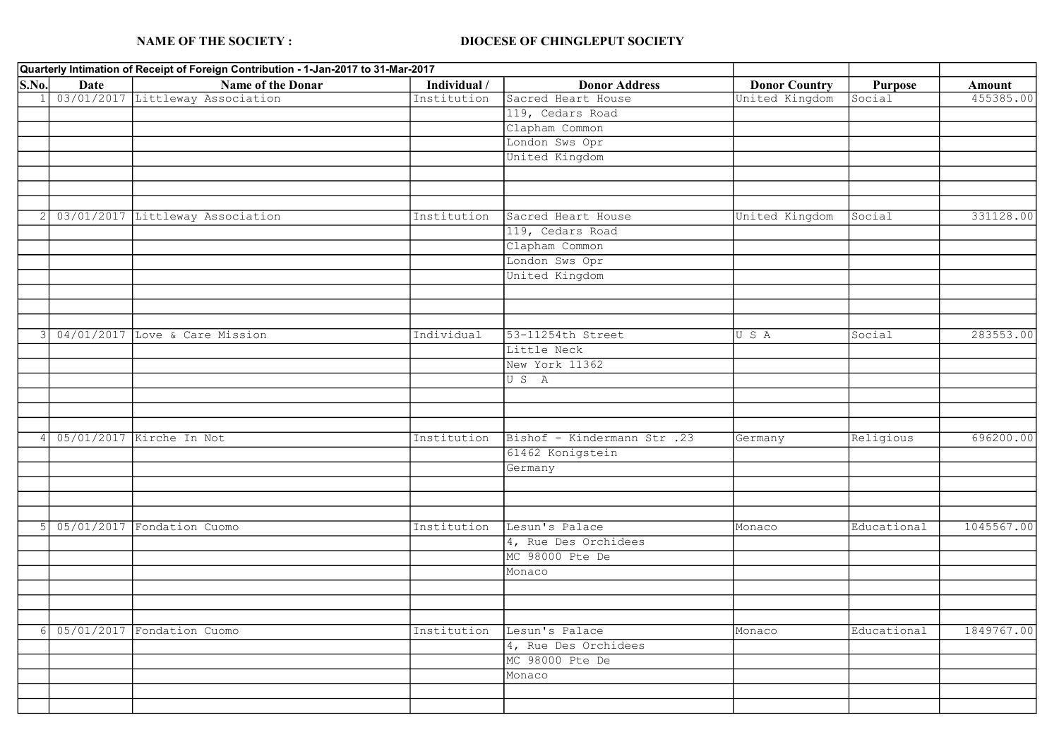**NAME OF THE SOCIETY :** **DIOCESE OF CHINGLEPUT SOCIETY**

| Quarterly Intimation of Receipt of Foreign Contribution - 1-Jan-2017 to 31-Mar-2017 | | | | | | | |
|---|---|---|---|---|---|---|---|
| **S.No.** | **Date** | **Name of the Donar** | **Individual /** | **Donor Address** | **Donor Country** | **Purpose** | **Amount** |
| 1 | 03/01/2017 | Littleway Association | Institution | Sacred Heart House | United Kingdom | Social | 455385.00 |
| | | | | 119, Cedars Road | | | |
| | | | | Clapham Common | | | |
| | | | | London Sws Opr | | | |
| | | | | United Kingdom | | | |
| 2 | 03/01/2017 | Littleway Association | Institution | Sacred Heart House | United Kingdom | Social | 331128.00 |
| | | | | 119, Cedars Road | | | |
| | | | | Clapham Common | | | |
| | | | | London Sws Opr | | | |
| | | | | United Kingdom | | | |
| 3 | 04/01/2017 | Love & Care Mission | Individual | 53-11254th Street | U S A | Social | 283553.00 |
| | | | | Little Neck | | | |
| | | | | New York 11362 | | | |
| | | | | U S A | | | |
| 4 | 05/01/2017 | Kirche In Not | Institution | Bishof - Kindermann Str .23 | Germany | Religious | 696200.00 |
| | | | | 61462 Konigstein | | | |
| | | | | Germany | | | |
| 5 | 05/01/2017 | Fondation Cuomo | Institution | Lesun's Palace | Monaco | Educational | 1045567.00 |
| | | | | 4, Rue Des Orchidees | | | |
| | | | | MC 98000 Pte De | | | |
| | | | | Monaco | | | |
| 6 | 05/01/2017 | Fondation Cuomo | Institution | Lesun's Palace | Monaco | Educational | 1849767.00 |
| | | | | 4, Rue Des Orchidees | | | |
| | | | | MC 98000 Pte De | | | |
| | | | | Monaco | | | |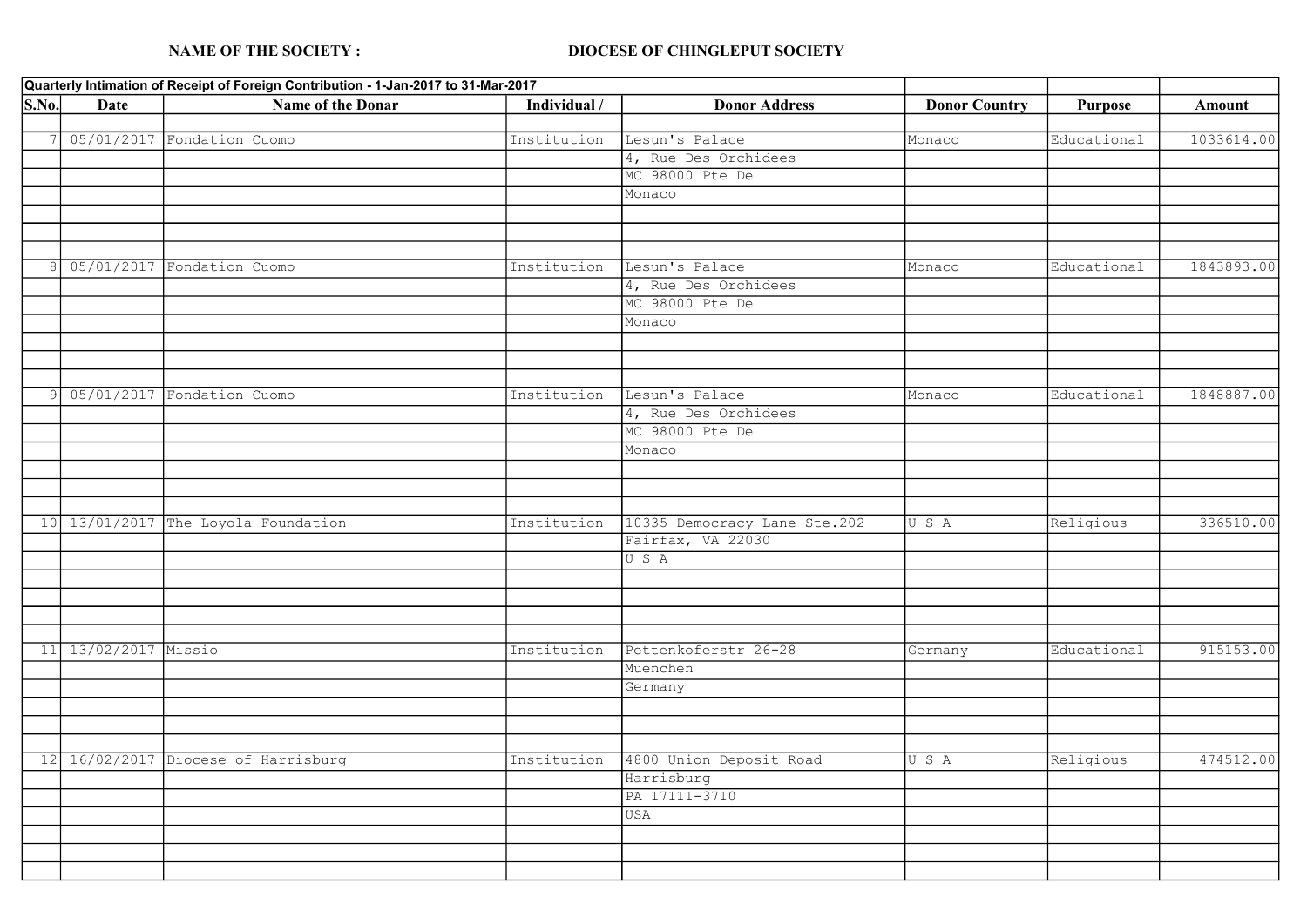**NAME OF THE SOCIETY :** **DIOCESE OF CHINGLEPUT SOCIETY**

| Quarterly Intimation of Receipt of Foreign Contribution - 1-Jan-2017 to 31-Mar-2017 | | | | | | | |
|---|---|---|---|---|---|---|---|
| **S.No.** | **Date** | **Name of the Donar** | **Individual /** | **Donor Address** | **Donor Country** | **Purpose** | **Amount** |
| 7 | 05/01/2017 | Fondation Cuomo | Institution | Lesun's Palace<br>4, Rue Des Orchidees<br>MC 98000 Pte De<br>Monaco | Monaco | Educational | 1033614.00 |
| 8 | 05/01/2017 | Fondation Cuomo | Institution | Lesun's Palace<br>4, Rue Des Orchidees<br>MC 98000 Pte De<br>Monaco | Monaco | Educational | 1843893.00 |
| 9 | 05/01/2017 | Fondation Cuomo | Institution | Lesun's Palace<br>4, Rue Des Orchidees<br>MC 98000 Pte De<br>Monaco | Monaco | Educational | 1848887.00 |
| 10 | 13/01/2017 | The Loyola Foundation | Institution | 10335 Democracy Lane Ste.202<br>Fairfax, VA 22030<br>U S A | U S A | Religious | 336510.00 |
| 11 | 13/02/2017 | Missio | Institution | Pettenkoferstr 26-28<br>Muenchen<br>Germany | Germany | Educational | 915153.00 |
| 12 | 16/02/2017 | Diocese of Harrisburg | Institution | 4800 Union Deposit Road<br>Harrisburg<br>PA 17111-3710<br>USA | U S A | Religious | 474512.00 |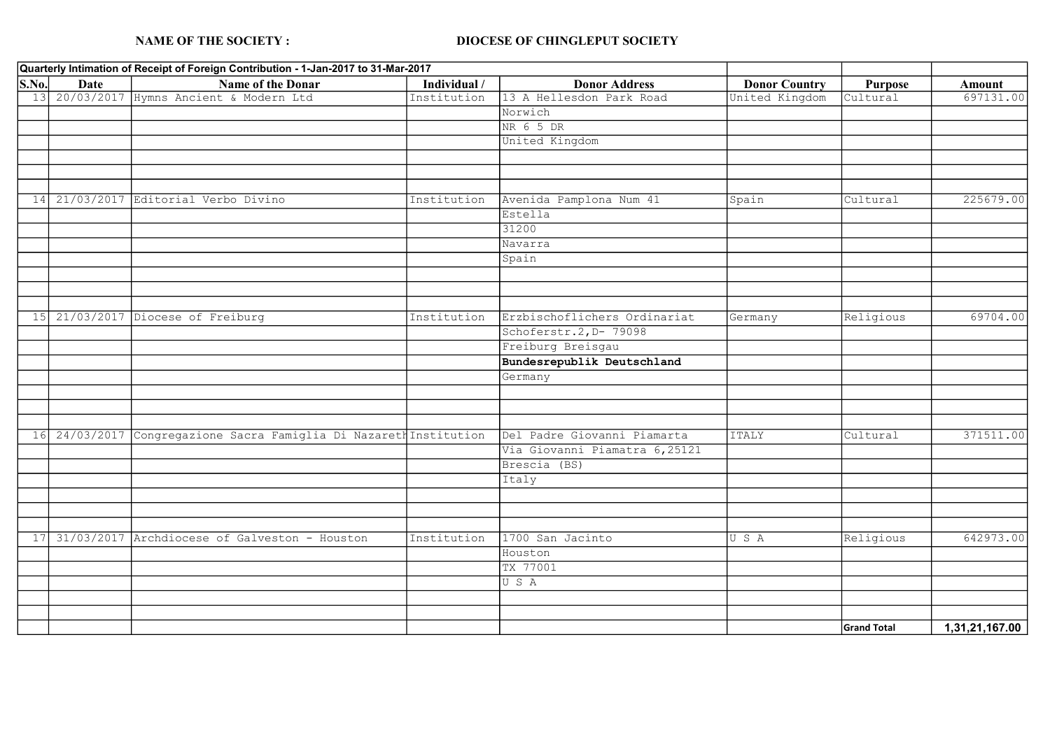**NAME OF THE SOCIETY :** **DIOCESE OF CHINGLEPUT SOCIETY**

| Quarterly Intimation of Receipt of Foreign Contribution - 1-Jan-2017 to 31-Mar-2017 | | | | | | | |
|---|---|---|---|---|---|---|---|
| **S.No.** | **Date** | **Name of the Donar** | **Individual /** | **Donor Address** | **Donor Country** | **Purpose** | **Amount** |
| 13 | 20/03/2017 | Hymns Ancient & Modern Ltd | Institution | 13 A Hellesdon Park Road | United Kingdom | Cultural | 697131.00 |
| | | | | Norwich | | | |
| | | | | NR 6 5 DR | | | |
| | | | | United Kingdom | | | |
| | | | | | | | |
| | | | | | | | |
| | | | | | | | |
| 14 | 21/03/2017 | Editorial Verbo Divino | Institution | Avenida Pamplona Num 41 | Spain | Cultural | 225679.00 |
| | | | | Estella | | | |
| | | | | 31200 | | | |
| | | | | Navarra | | | |
| | | | | Spain | | | |
| | | | | | | | |
| | | | | | | | |
| | | | | | | | |
| 15 | 21/03/2017 | Diocese of Freiburg | Institution | Erzbischoflichers Ordinariat | Germany | Religious | 69704.00 |
| | | | | Schoferstr.2,D- 79098 | | | |
| | | | | Freiburg Breisgau | | | |
| | | | | **Bundesrepublik Deutschland** | | | |
| | | | | Germany | | | |
| | | | | | | | |
| | | | | | | | |
| | | | | | | | |
| 16 | 24/03/2017 | Congregazione Sacra Famiglia Di Nazareth | Institution | Del Padre Giovanni Piamarta | ITALY | Cultural | 371511.00 |
| | | | | Via Giovanni Piamatra 6,25121 | | | |
| | | | | Brescia (BS) | | | |
| | | | | Italy | | | |
| | | | | | | | |
| | | | | | | | |
| | | | | | | | |
| 17 | 31/03/2017 | Archdiocese of Galveston - Houston | Institution | 1700 San Jacinto | U S A | Religious | 642973.00 |
| | | | | Houston | | | |
| | | | | TX 77001 | | | |
| | | | | U S A | | | |
| | | | | | | | |
| | | | | | | | |
| | | | | | | **Grand Total** | **1,31,21,167.00** |